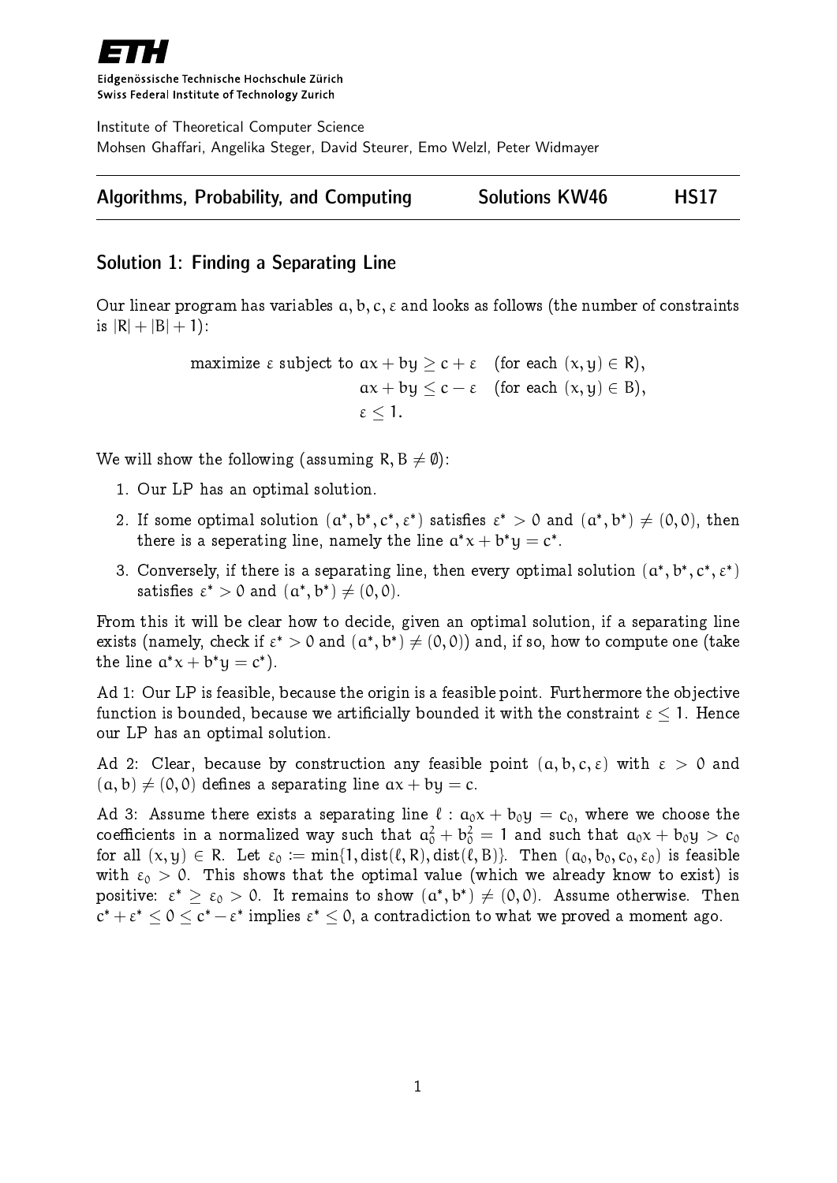Eidgenössische Technische Hochschule Zürich
Swiss Federal Institute of Technology Zurich

Institute of Theoretical Computer Science
Mohsen Ghaffari, Angelika Steger, David Steurer, Emo Welzl, Peter Widmayer

**Algorithms, Probability, and Computing** **Solutions KW46** **HS17**

## Solution 1: Finding a Separating Line

Our linear program has variables $a, b, c, \varepsilon$ and looks as follows (the number of constraints is $|R| + |B| + 1$):

$$
\begin{aligned}
\text{maximize } \varepsilon \text{ subject to } \; & ax + by \geq c + \varepsilon \quad (\text{for each } (x, y) \in R), \\
& ax + by \leq c - \varepsilon \quad (\text{for each } (x, y) \in B), \\
& \varepsilon \leq 1.
\end{aligned}
$$

We will show the following (assuming $R, B \neq \emptyset$):

1. Our LP has an optimal solution.
2. If some optimal solution $(a^*, b^*, c^*, \varepsilon^*)$ satisfies $\varepsilon^* > 0$ and $(a^*, b^*) \neq (0, 0)$, then there is a seperating line, namely the line $a^*x + b^*y = c^*$.
3. Conversely, if there is a separating line, then every optimal solution $(a^*, b^*, c^*, \varepsilon^*)$ satisfies $\varepsilon^* > 0$ and $(a^*, b^*) \neq (0, 0)$.

From this it will be clear how to decide, given an optimal solution, if a separating line exists (namely, check if $\varepsilon^* > 0$ and $(a^*, b^*) \neq (0, 0)$) and, if so, how to compute one (take the line $a^*x + b^*y = c^*$).

Ad 1: Our LP is feasible, because the origin is a feasible point. Furthermore the objective function is bounded, because we artificially bounded it with the constraint $\varepsilon \leq 1$. Hence our LP has an optimal solution.

Ad 2: Clear, because by construction any feasible point $(a, b, c, \varepsilon)$ with $\varepsilon > 0$ and $(a, b) \neq (0, 0)$ defines a separating line $ax + by = c$.

Ad 3: Assume there exists a separating line $\ell : a_0x + b_0y = c_0$, where we choose the coefficients in a normalized way such that $a_0^2 + b_0^2 = 1$ and such that $a_0x + b_0y > c_0$ for all $(x, y) \in R$. Let $\varepsilon_0 := \min\{1, \text{dist}(\ell, R), \text{dist}(\ell, B)\}$. Then $(a_0, b_0, c_0, \varepsilon_0)$ is feasible with $\varepsilon_0 > 0$. This shows that the optimal value (which we already know to exist) is positive: $\varepsilon^* \geq \varepsilon_0 > 0$. It remains to show $(a^*, b^*) \neq (0, 0)$. Assume otherwise. Then $c^* + \varepsilon^* \leq 0 \leq c^* - \varepsilon^*$ implies $\varepsilon^* \leq 0$, a contradiction to what we proved a moment ago.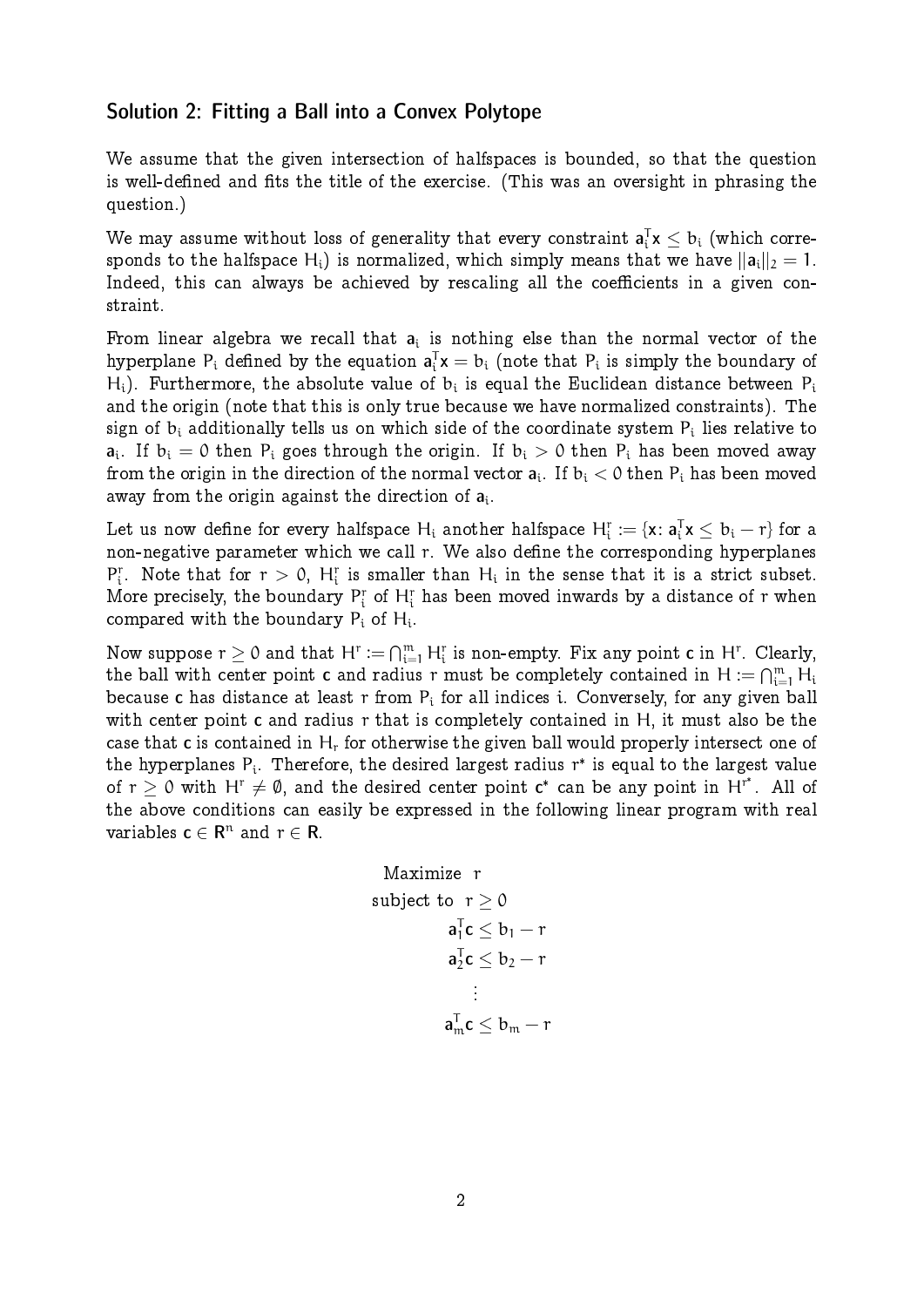## Solution 2: Fitting a Ball into a Convex Polytope

We assume that the given intersection of halfspaces is bounded, so that the question is well-defined and fits the title of the exercise. (This was an oversight in phrasing the question.)

We may assume without loss of generality that every constraint $\mathbf{a}_i^T \mathbf{x} \leq b_i$ (which corresponds to the halfspace $H_i$) is normalized, which simply means that we have $||\mathbf{a}_i||_2 = 1$. Indeed, this can always be achieved by rescaling all the coefficients in a given constraint.

From linear algebra we recall that $\mathbf{a}_i$ is nothing else than the normal vector of the hyperplane $P_i$ defined by the equation $\mathbf{a}_i^T \mathbf{x} = b_i$ (note that $P_i$ is simply the boundary of $H_i$). Furthermore, the absolute value of $b_i$ is equal the Euclidean distance between $P_i$ and the origin (note that this is only true because we have normalized constraints). The sign of $b_i$ additionally tells us on which side of the coordinate system $P_i$ lies relative to $\mathbf{a}_i$. If $b_i = 0$ then $P_i$ goes through the origin. If $b_i > 0$ then $P_i$ has been moved away from the origin in the direction of the normal vector $\mathbf{a}_i$. If $b_i < 0$ then $P_i$ has been moved away from the origin against the direction of $\mathbf{a}_i$.

Let us now define for every halfspace $H_i$ another halfspace $H_i^r := \{\mathbf{x} \colon \mathbf{a}_i^T \mathbf{x} \leq b_i - r\}$ for a non-negative parameter which we call $r$. We also define the corresponding hyperplanes $P_i^r$. Note that for $r > 0$, $H_i^r$ is smaller than $H_i$ in the sense that it is a strict subset. More precisely, the boundary $P_i^r$ of $H_i^r$ has been moved inwards by a distance of $r$ when compared with the boundary $P_i$ of $H_i$.

Now suppose $r \geq 0$ and that $H^r := \bigcap_{i=1}^m H_i^r$ is non-empty. Fix any point $\mathbf{c}$ in $H^r$. Clearly, the ball with center point $\mathbf{c}$ and radius $r$ must be completely contained in $H := \bigcap_{i=1}^m H_i$ because $\mathbf{c}$ has distance at least $r$ from $P_i$ for all indices $i$. Conversely, for any given ball with center point $\mathbf{c}$ and radius $r$ that is completely contained in $H$, it must also be the case that $\mathbf{c}$ is contained in $H_r$ for otherwise the given ball would properly intersect one of the hyperplanes $P_i$. Therefore, the desired largest radius $r^*$ is equal to the largest value of $r \geq 0$ with $H^r \neq \emptyset$, and the desired center point $\mathbf{c}^*$ can be any point in $H^{r^*}$. All of the above conditions can easily be expressed in the following linear program with real variables $\mathbf{c} \in \mathbf{R}^n$ and $r \in \mathbf{R}$.

$$
\begin{aligned}
\text{Maximize} \quad & r \\
\text{subject to} \quad & r \geq 0 \\
& \mathbf{a}_1^T \mathbf{c} \leq b_1 - r \\
& \mathbf{a}_2^T \mathbf{c} \leq b_2 - r \\
& \quad \vdots \\
& \mathbf{a}_m^T \mathbf{c} \leq b_m - r
\end{aligned}
$$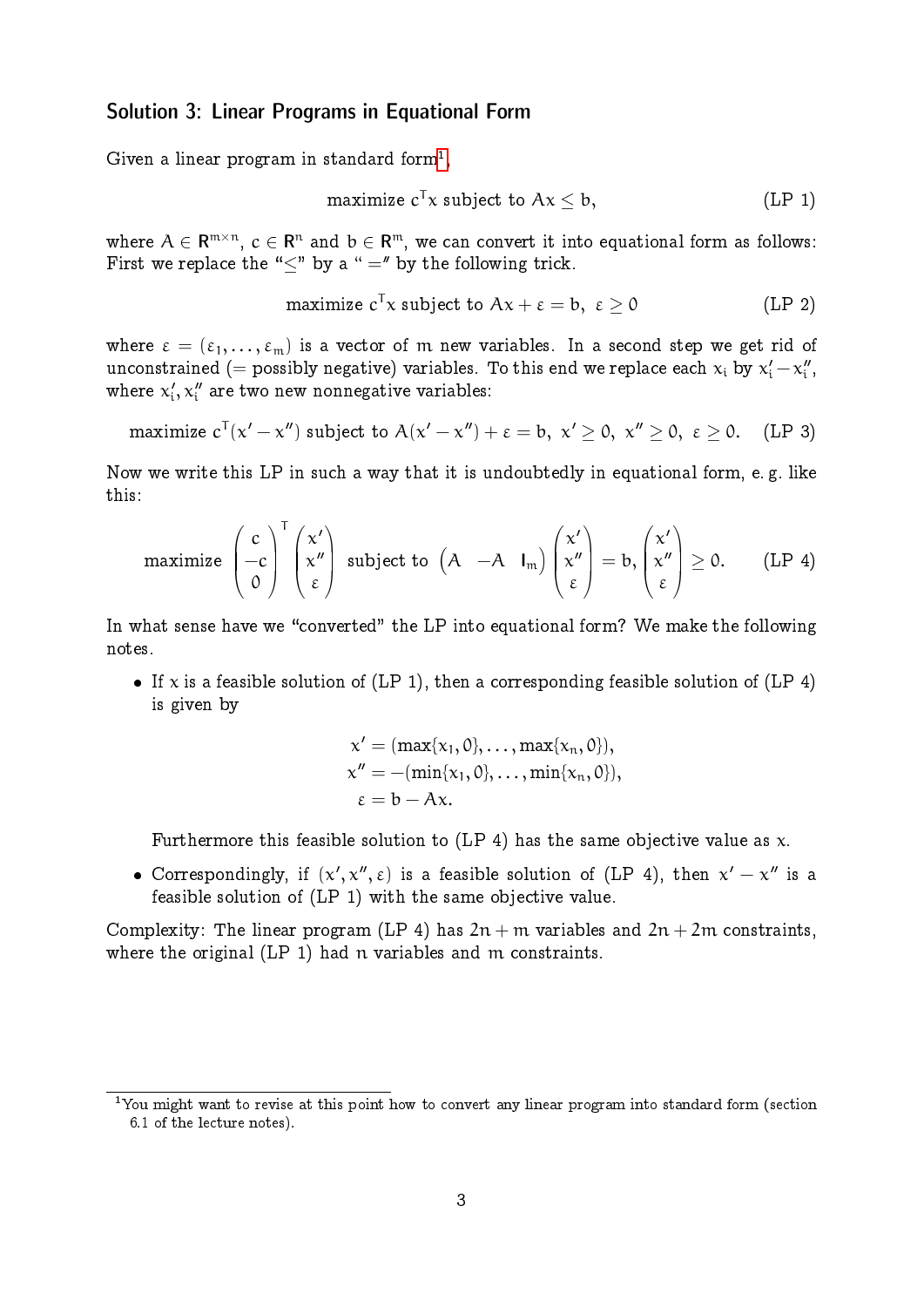## Solution 3: Linear Programs in Equational Form

Given a linear program in standard form[1],

$$\text{maximize } c^T x \text{ subject to } Ax \le b, \tag{LP 1}$$

where $A \in \mathbb{R}^{m \times n}$, $c \in \mathbb{R}^n$ and $b \in \mathbb{R}^m$, we can convert it into equational form as follows: First we replace the "$\le$" by a "$=$" by the following trick.

$$\text{maximize } c^T x \text{ subject to } Ax + \varepsilon = b, \ \varepsilon \ge 0 \tag{LP 2}$$

where $\varepsilon = (\varepsilon_1, \ldots, \varepsilon_m)$ is a vector of $m$ new variables. In a second step we get rid of unconstrained (= possibly negative) variables. To this end we replace each $x_i$ by $x'_i - x''_i$, where $x'_i, x''_i$ are two new nonnegative variables:

$$\text{maximize } c^T(x' - x'') \text{ subject to } A(x' - x'') + \varepsilon = b, \ x' \ge 0, \ x'' \ge 0, \ \varepsilon \ge 0. \tag{LP 3}$$

Now we write this LP in such a way that it is undoubtedly in equational form, e. g. like this:

$$\text{maximize } \begin{pmatrix} c \\ -c \\ 0 \end{pmatrix}^T \begin{pmatrix} x' \\ x'' \\ \varepsilon \end{pmatrix} \text{ subject to } \begin{pmatrix} A & -A & I_m \end{pmatrix} \begin{pmatrix} x' \\ x'' \\ \varepsilon \end{pmatrix} = b, \begin{pmatrix} x' \\ x'' \\ \varepsilon \end{pmatrix} \ge 0. \tag{LP 4}$$

In what sense have we "converted" the LP into equational form? We make the following notes.

- If $x$ is a feasible solution of (LP 1), then a corresponding feasible solution of (LP 4) is given by

$$\begin{aligned} x' &= (\max\{x_1, 0\}, \ldots, \max\{x_n, 0\}), \\ x'' &= -(\min\{x_1, 0\}, \ldots, \min\{x_n, 0\}), \\ \varepsilon &= b - Ax. \end{aligned}$$

  Furthermore this feasible solution to (LP 4) has the same objective value as $x$.

- Correspondingly, if $(x', x'', \varepsilon)$ is a feasible solution of (LP 4), then $x' - x''$ is a feasible solution of (LP 1) with the same objective value.

Complexity: The linear program (LP 4) has $2n + m$ variables and $2n + 2m$ constraints, where the original (LP 1) had $n$ variables and $m$ constraints.

[1] You might want to revise at this point how to convert any linear program into standard form (section 6.1 of the lecture notes).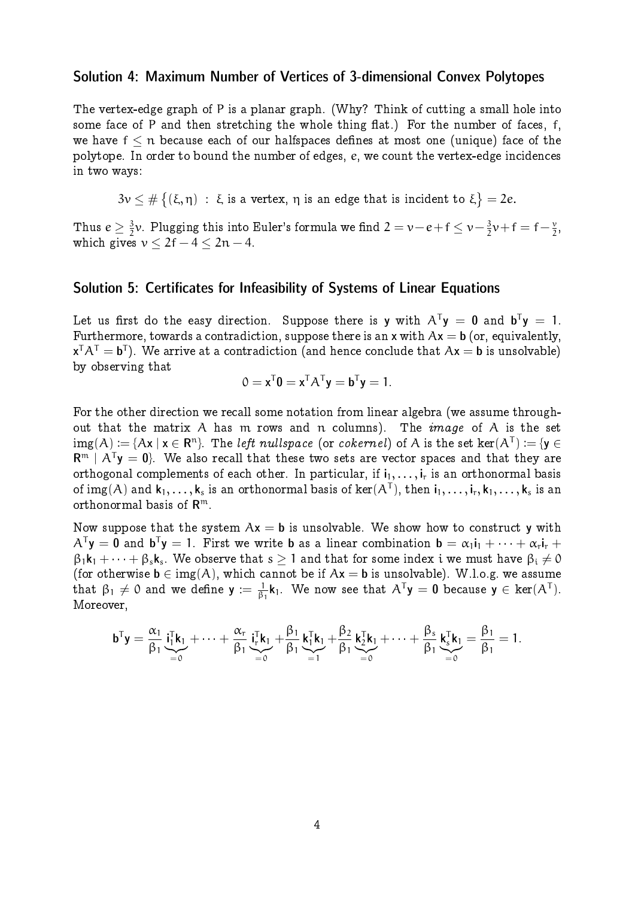## Solution 4: Maximum Number of Vertices of 3-dimensional Convex Polytopes

The vertex-edge graph of P is a planar graph. (Why? Think of cutting a small hole into some face of P and then stretching the whole thing flat.) For the number of faces, f, we have $f \leq n$ because each of our halfspaces defines at most one (unique) face of the polytope. In order to bound the number of edges, e, we count the vertex-edge incidences in two ways:

$$3v \leq \#\{(\xi, \eta) \ : \ \xi \text{ is a vertex, } \eta \text{ is an edge that is incident to } \xi\} = 2e.$$

Thus $e \geq \frac{3}{2}v$. Plugging this into Euler's formula we find $2 = v - e + f \leq v - \frac{3}{2}v + f = f - \frac{v}{2}$, which gives $v \leq 2f - 4 \leq 2n - 4$.

## Solution 5: Certificates for Infeasibility of Systems of Linear Equations

Let us first do the easy direction. Suppose there is $\mathbf{y}$ with $A^T\mathbf{y} = \mathbf{0}$ and $\mathbf{b}^T\mathbf{y} = 1$. Furthermore, towards a contradiction, suppose there is an $\mathbf{x}$ with $A\mathbf{x} = \mathbf{b}$ (or, equivalently, $\mathbf{x}^T A^T = \mathbf{b}^T$). We arrive at a contradiction (and hence conclude that $A\mathbf{x} = \mathbf{b}$ is unsolvable) by observing that

$$0 = \mathbf{x}^T\mathbf{0} = \mathbf{x}^T A^T \mathbf{y} = \mathbf{b}^T\mathbf{y} = 1.$$

For the other direction we recall some notation from linear algebra (we assume throughout that the matrix A has m rows and n columns). The *image* of A is the set $\text{img}(A) := \{A\mathbf{x} \mid \mathbf{x} \in \mathbf{R}^n\}$. The *left nullspace* (or *cokernel*) of A is the set $\ker(A^T) := \{\mathbf{y} \in \mathbf{R}^m \mid A^T\mathbf{y} = \mathbf{0}\}$. We also recall that these two sets are vector spaces and that they are orthogonal complements of each other. In particular, if $\mathbf{i}_1, \ldots, \mathbf{i}_r$ is an orthonormal basis of $\text{img}(A)$ and $\mathbf{k}_1, \ldots, \mathbf{k}_s$ is an orthonormal basis of $\ker(A^T)$, then $\mathbf{i}_1, \ldots, \mathbf{i}_r, \mathbf{k}_1, \ldots, \mathbf{k}_s$ is an orthonormal basis of $\mathbf{R}^m$.

Now suppose that the system $A\mathbf{x} = \mathbf{b}$ is unsolvable. We show how to construct $\mathbf{y}$ with $A^T\mathbf{y} = \mathbf{0}$ and $\mathbf{b}^T\mathbf{y} = 1$. First we write $\mathbf{b}$ as a linear combination $\mathbf{b} = \alpha_1\mathbf{i}_1 + \cdots + \alpha_r\mathbf{i}_r + \beta_1\mathbf{k}_1 + \cdots + \beta_s\mathbf{k}_s$. We observe that $s \geq 1$ and that for some index i we must have $\beta_i \neq 0$ (for otherwise $\mathbf{b} \in \text{img}(A)$, which cannot be if $A\mathbf{x} = \mathbf{b}$ is unsolvable). W.l.o.g. we assume that $\beta_1 \neq 0$ and we define $\mathbf{y} := \frac{1}{\beta_1}\mathbf{k}_1$. We now see that $A^T\mathbf{y} = \mathbf{0}$ because $\mathbf{y} \in \ker(A^T)$. Moreover,

$$\mathbf{b}^T\mathbf{y} = \frac{\alpha_1}{\beta_1}\underbrace{\mathbf{i}_1^T\mathbf{k}_1}_{=0} + \cdots + \frac{\alpha_r}{\beta_1}\underbrace{\mathbf{i}_r^T\mathbf{k}_1}_{=0} + \frac{\beta_1}{\beta_1}\underbrace{\mathbf{k}_1^T\mathbf{k}_1}_{=1} + \frac{\beta_2}{\beta_1}\underbrace{\mathbf{k}_2^T\mathbf{k}_1}_{=0} + \cdots + \frac{\beta_s}{\beta_1}\underbrace{\mathbf{k}_s^T\mathbf{k}_1}_{=0} = \frac{\beta_1}{\beta_1} = 1.$$